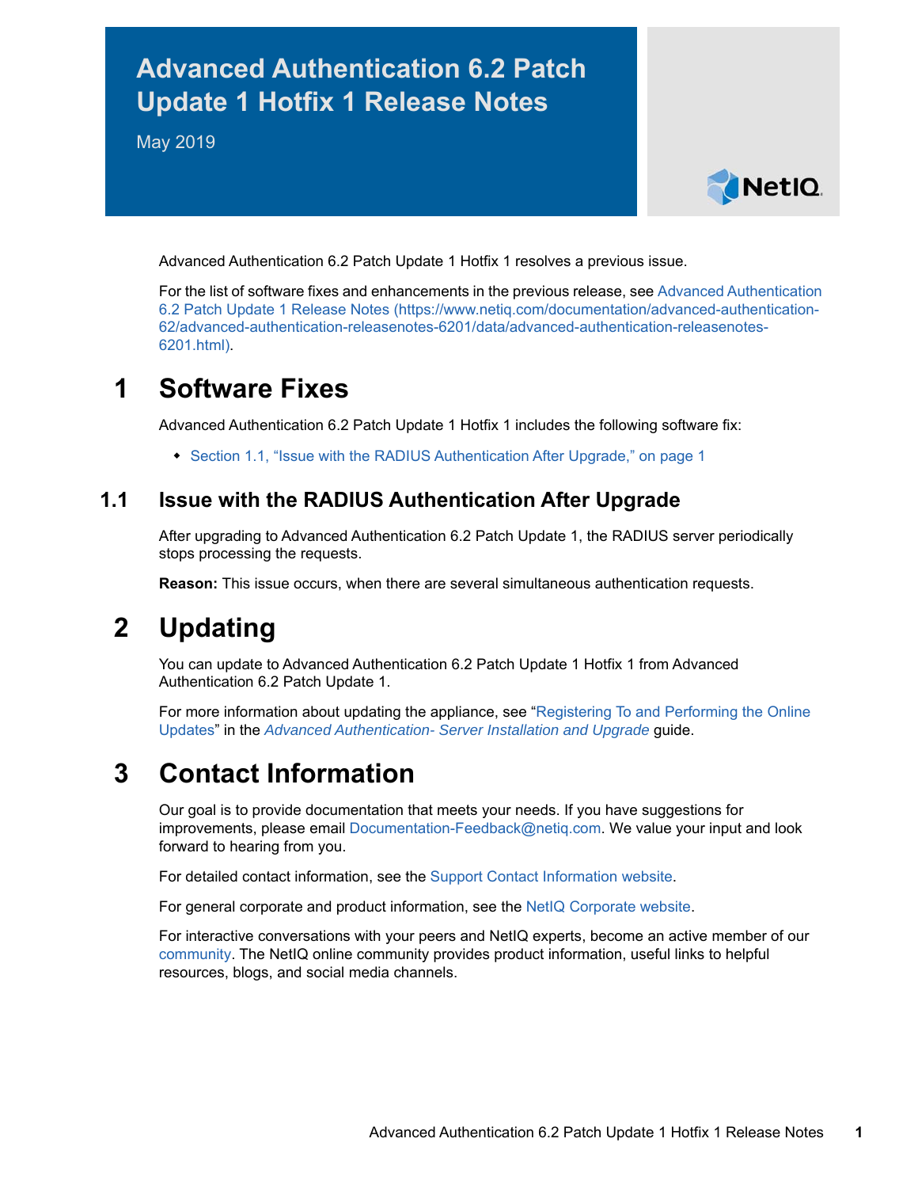# Advanced Authentication 6.2 Patch Update 1 Hotfix 1 Release Notes

May 2019

Advanced Authentication 6.2 Patch Update 1 Hotfix 1 resolves a previous issue.

For the list of software fixes and enhancements in the previous release, see Advanced Authentication 6.2 Patch Update 1 Release Notes (https://www.netiq.com/documentation/advanced-authentication-62/advanced-authentication-releasenotes-6201/data/advanced-authentication-releasenotes-6201.html).

## 1 Software Fixes

Advanced Authentication 6.2 Patch Update 1 Hotfix 1 includes the following software fix:

- Section 1.1, "Issue with the RADIUS Authentication After Upgrade," on page 1

### 1.1 Issue with the RADIUS Authentication After Upgrade

After upgrading to Advanced Authentication 6.2 Patch Update 1, the RADIUS server periodically stops processing the requests.

**Reason:** This issue occurs, when there are several simultaneous authentication requests.

## 2 Updating

You can update to Advanced Authentication 6.2 Patch Update 1 Hotfix 1 from Advanced Authentication 6.2 Patch Update 1.

For more information about updating the appliance, see "Registering To and Performing the Online Updates" in the *Advanced Authentication- Server Installation and Upgrade* guide.

## 3 Contact Information

Our goal is to provide documentation that meets your needs. If you have suggestions for improvements, please email Documentation-Feedback@netiq.com. We value your input and look forward to hearing from you.

For detailed contact information, see the Support Contact Information website.

For general corporate and product information, see the NetIQ Corporate website.

For interactive conversations with your peers and NetIQ experts, become an active member of our community. The NetIQ online community provides product information, useful links to helpful resources, blogs, and social media channels.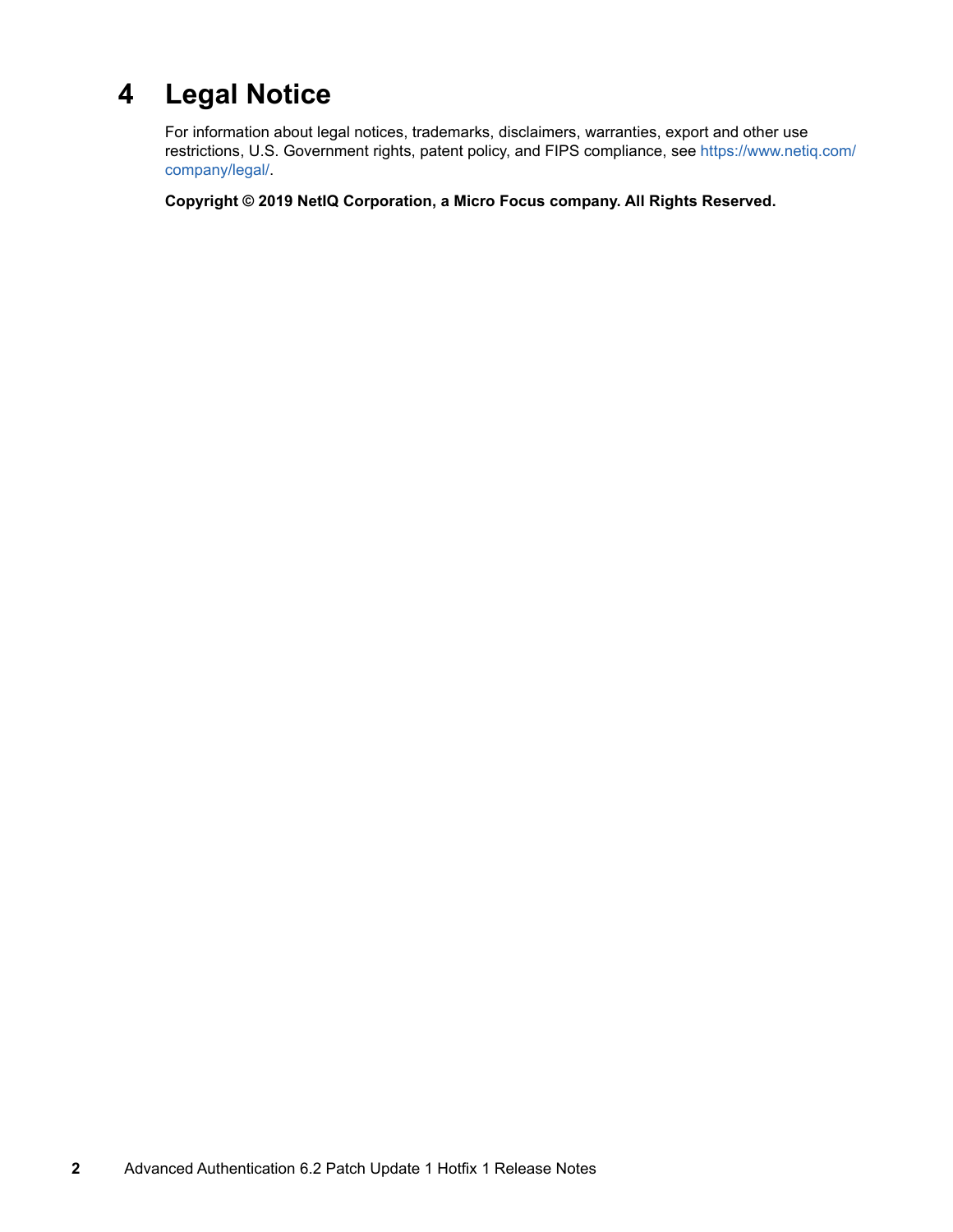# 4 Legal Notice

For information about legal notices, trademarks, disclaimers, warranties, export and other use restrictions, U.S. Government rights, patent policy, and FIPS compliance, see https://www.netiq.com/company/legal/.

**Copyright © 2019 NetIQ Corporation, a Micro Focus company. All Rights Reserved.**